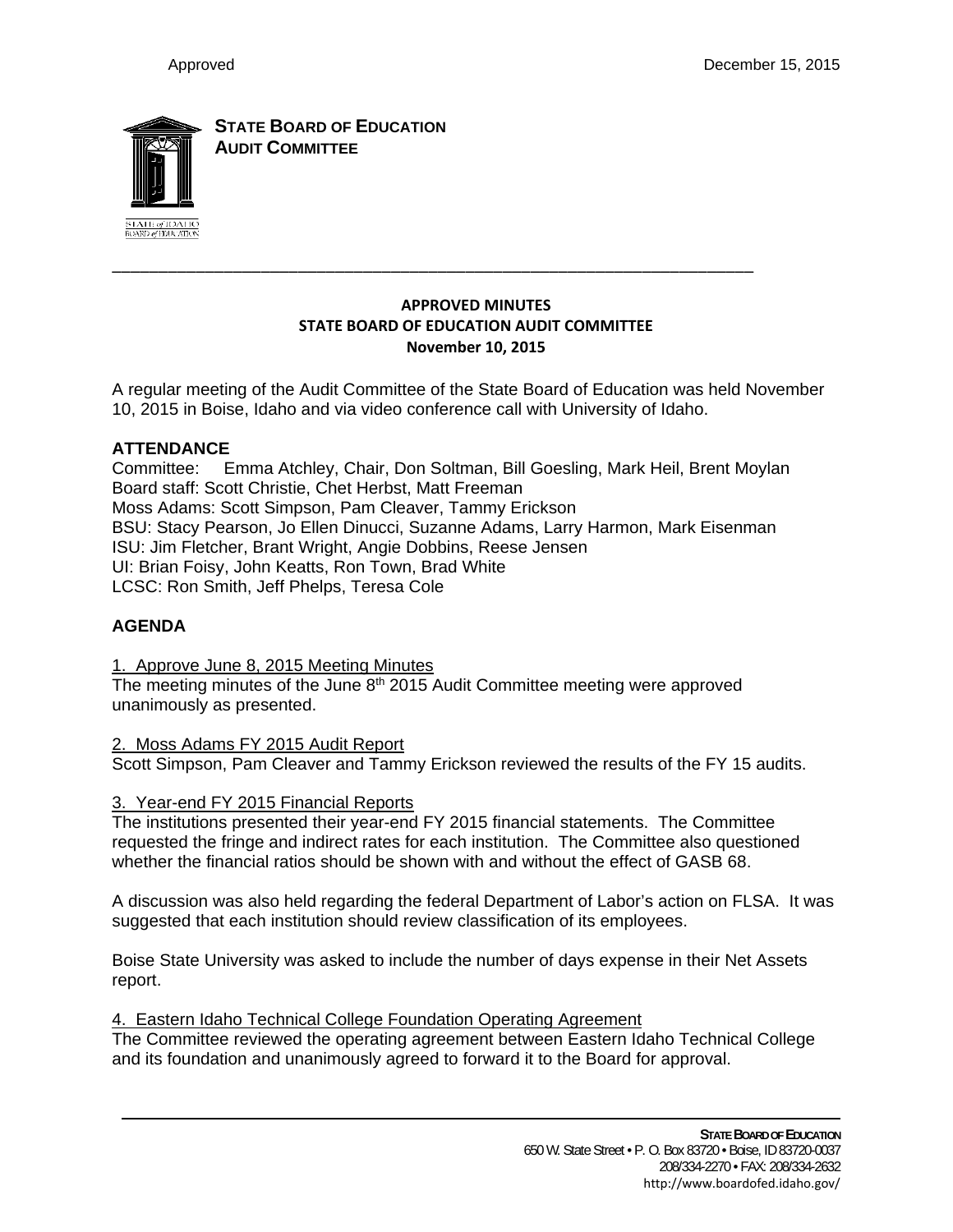Approved December 15, 2015

**STATE BOARD OF EDUCATION**
**AUDIT COMMITTEE**

---

**APPROVED MINUTES**
**STATE BOARD OF EDUCATION AUDIT COMMITTEE**
**November 10, 2015**

A regular meeting of the Audit Committee of the State Board of Education was held November 10, 2015 in Boise, Idaho and via video conference call with University of Idaho.

**ATTENDANCE**

Committee: Emma Atchley, Chair, Don Soltman, Bill Goesling, Mark Heil, Brent Moylan
Board staff: Scott Christie, Chet Herbst, Matt Freeman
Moss Adams: Scott Simpson, Pam Cleaver, Tammy Erickson
BSU: Stacy Pearson, Jo Ellen Dinucci, Suzanne Adams, Larry Harmon, Mark Eisenman
ISU: Jim Fletcher, Brant Wright, Angie Dobbins, Reese Jensen
UI: Brian Foisy, John Keatts, Ron Town, Brad White
LCSC: Ron Smith, Jeff Phelps, Teresa Cole

**AGENDA**

1. Approve June 8, 2015 Meeting Minutes

The meeting minutes of the June 8th 2015 Audit Committee meeting were approved unanimously as presented.

2. Moss Adams FY 2015 Audit Report

Scott Simpson, Pam Cleaver and Tammy Erickson reviewed the results of the FY 15 audits.

3. Year-end FY 2015 Financial Reports

The institutions presented their year-end FY 2015 financial statements. The Committee requested the fringe and indirect rates for each institution. The Committee also questioned whether the financial ratios should be shown with and without the effect of GASB 68.

A discussion was also held regarding the federal Department of Labor's action on FLSA. It was suggested that each institution should review classification of its employees.

Boise State University was asked to include the number of days expense in their Net Assets report.

4. Eastern Idaho Technical College Foundation Operating Agreement

The Committee reviewed the operating agreement between Eastern Idaho Technical College and its foundation and unanimously agreed to forward it to the Board for approval.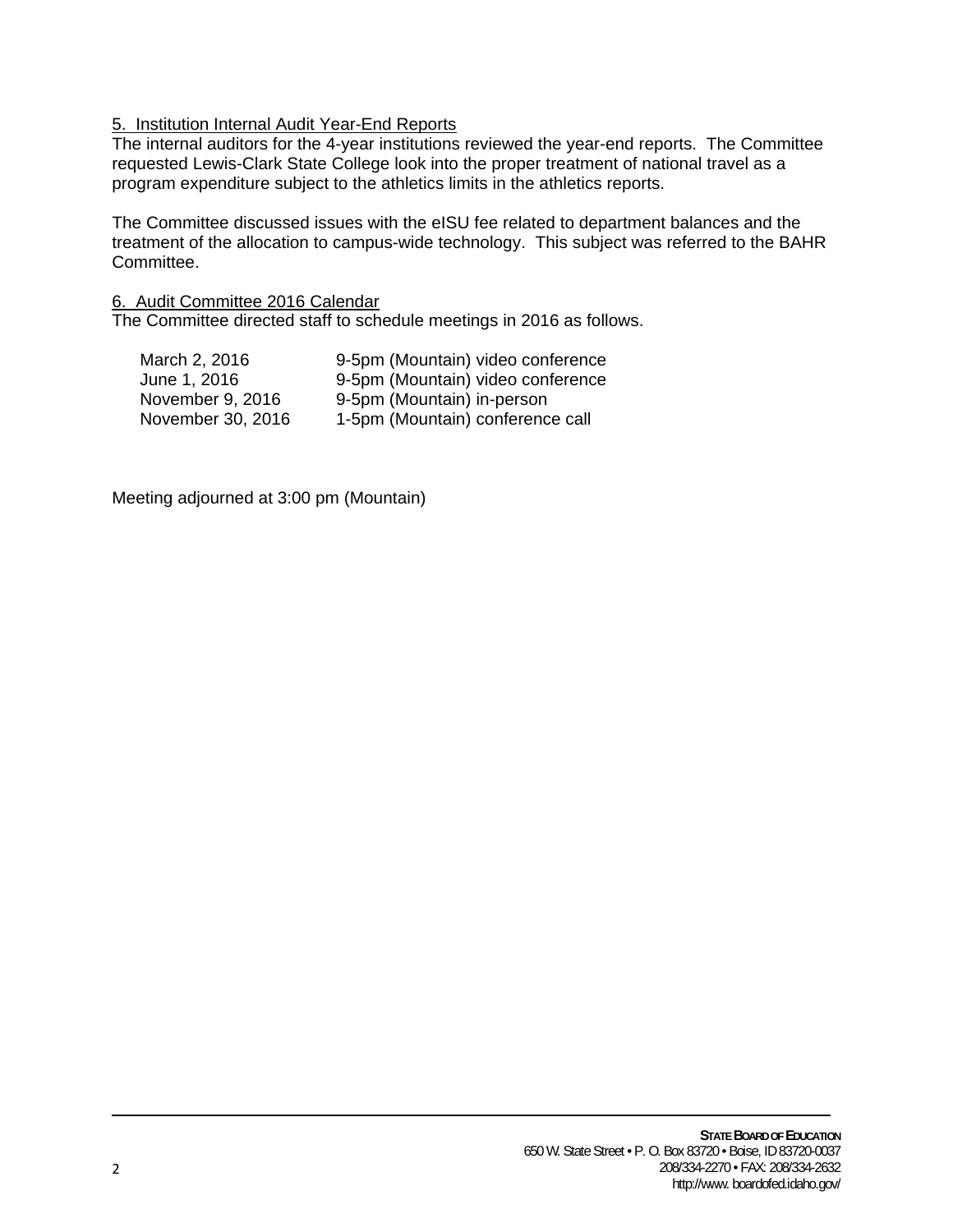5. Institution Internal Audit Year-End Reports

The internal auditors for the 4-year institutions reviewed the year-end reports. The Committee requested Lewis-Clark State College look into the proper treatment of national travel as a program expenditure subject to the athletics limits in the athletics reports.

The Committee discussed issues with the eISU fee related to department balances and the treatment of the allocation to campus-wide technology. This subject was referred to the BAHR Committee.

6. Audit Committee 2016 Calendar

The Committee directed staff to schedule meetings in 2016 as follows.

| | |
|---|---|
| March 2, 2016 | 9-5pm (Mountain) video conference |
| June 1, 2016 | 9-5pm (Mountain) video conference |
| November 9, 2016 | 9-5pm (Mountain) in-person |
| November 30, 2016 | 1-5pm (Mountain) conference call |

Meeting adjourned at 3:00 pm (Mountain)